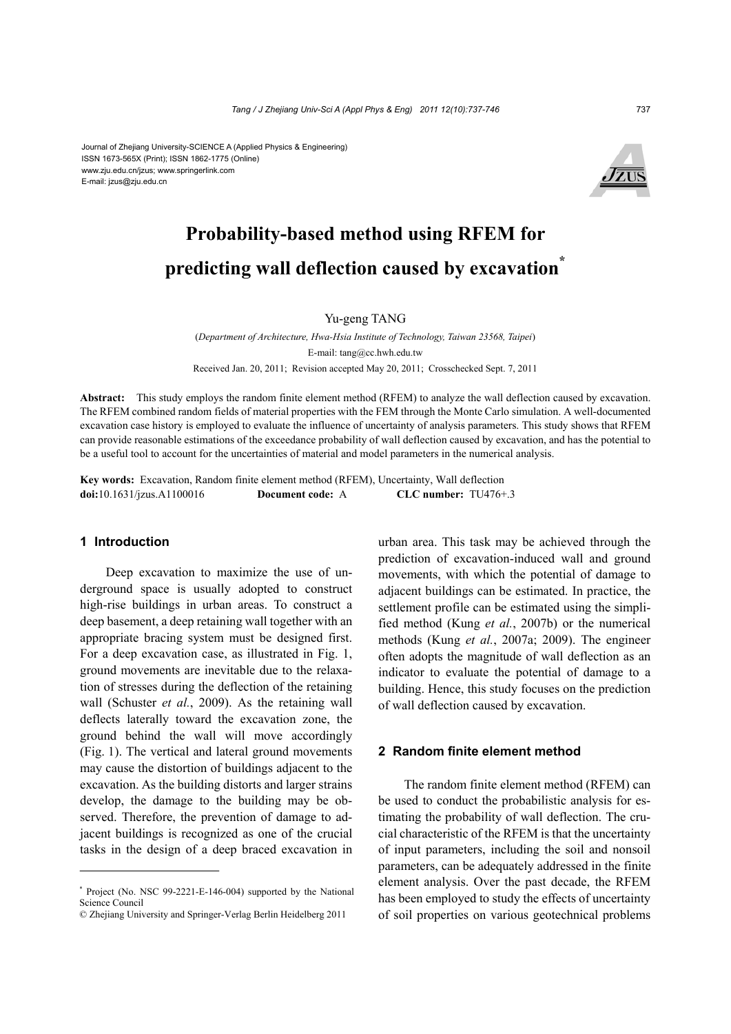Journal of Zhejiang University-SCIENCE A (Applied Physics & Engineering)
ISSN 1673-565X (Print); ISSN 1862-1775 (Online)
www.zju.edu.cn/jzus; www.springerlink.com
E-mail: jzus@zju.edu.cn

# Probability-based method using RFEM for predicting wall deflection caused by excavation*

Yu-geng TANG

(*Department of Architecture, Hwa-Hsia Institute of Technology, Taiwan 23568, Taipei*)

E-mail: tang@cc.hwh.edu.tw

Received Jan. 20, 2011; Revision accepted May 20, 2011; Crosschecked Sept. 7, 2011

**Abstract:** This study employs the random finite element method (RFEM) to analyze the wall deflection caused by excavation. The RFEM combined random fields of material properties with the FEM through the Monte Carlo simulation. A well-documented excavation case history is employed to evaluate the influence of uncertainty of analysis parameters. This study shows that RFEM can provide reasonable estimations of the exceedance probability of wall deflection caused by excavation, and has the potential to be a useful tool to account for the uncertainties of material and model parameters in the numerical analysis.

**Key words:** Excavation, Random finite element method (RFEM), Uncertainty, Wall deflection

**doi:**10.1631/jzus.A1100016 **Document code:** A **CLC number:** TU476+.3

## 1 Introduction

Deep excavation to maximize the use of underground space is usually adopted to construct high-rise buildings in urban areas. To construct a deep basement, a deep retaining wall together with an appropriate bracing system must be designed first. For a deep excavation case, as illustrated in Fig. 1, ground movements are inevitable due to the relaxation of stresses during the deflection of the retaining wall (Schuster *et al.*, 2009). As the retaining wall deflects laterally toward the excavation zone, the ground behind the wall will move accordingly (Fig. 1). The vertical and lateral ground movements may cause the distortion of buildings adjacent to the excavation. As the building distorts and larger strains develop, the damage to the building may be observed. Therefore, the prevention of damage to adjacent buildings is recognized as one of the crucial tasks in the design of a deep braced excavation in urban area. This task may be achieved through the prediction of excavation-induced wall and ground movements, with which the potential of damage to adjacent buildings can be estimated. In practice, the settlement profile can be estimated using the simplified method (Kung *et al.*, 2007b) or the numerical methods (Kung *et al.*, 2007a; 2009). The engineer often adopts the magnitude of wall deflection as an indicator to evaluate the potential of damage to a building. Hence, this study focuses on the prediction of wall deflection caused by excavation.

## 2 Random finite element method

The random finite element method (RFEM) can be used to conduct the probabilistic analysis for estimating the probability of wall deflection. The crucial characteristic of the RFEM is that the uncertainty of input parameters, including the soil and nonsoil parameters, can be adequately addressed in the finite element analysis. Over the past decade, the RFEM has been employed to study the effects of uncertainty of soil properties on various geotechnical problems

---

* Project (No. NSC 99-2221-E-146-004) supported by the National Science Council

© Zhejiang University and Springer-Verlag Berlin Heidelberg 2011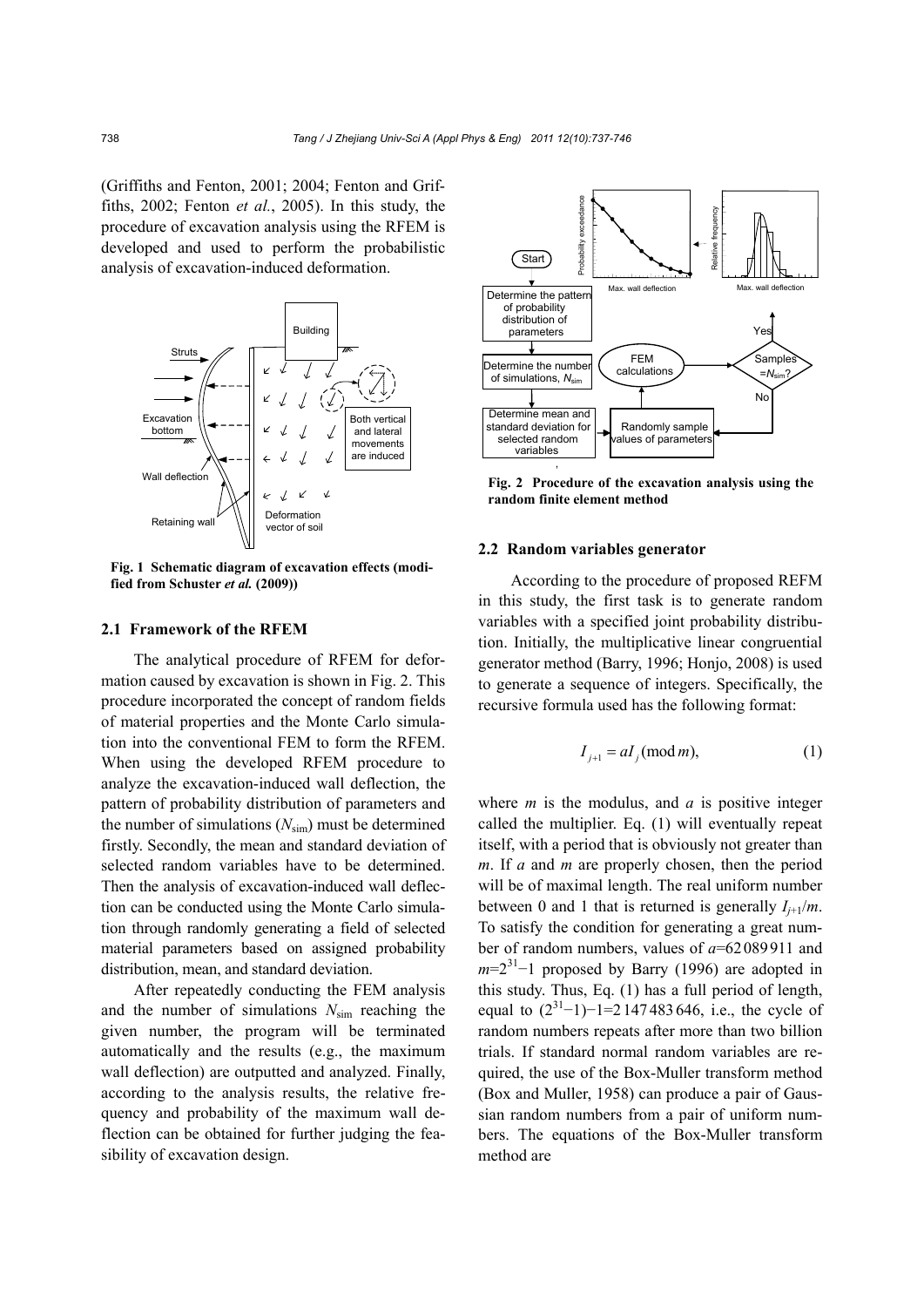(Griffiths and Fenton, 2001; 2004; Fenton and Griffiths, 2002; Fenton *et al.*, 2005). In this study, the procedure of excavation analysis using the RFEM is developed and used to perform the probabilistic analysis of excavation-induced deformation.

**Fig. 1 Schematic diagram of excavation effects (modified from Schuster *et al.* (2009))**

### 2.1 Framework of the RFEM

The analytical procedure of RFEM for deformation caused by excavation is shown in Fig. 2. This procedure incorporated the concept of random fields of material properties and the Monte Carlo simulation into the conventional FEM to form the RFEM. When using the developed RFEM procedure to analyze the excavation-induced wall deflection, the pattern of probability distribution of parameters and the number of simulations ($N_{\text{sim}}$) must be determined firstly. Secondly, the mean and standard deviation of selected random variables have to be determined. Then the analysis of excavation-induced wall deflection can be conducted using the Monte Carlo simulation through randomly generating a field of selected material parameters based on assigned probability distribution, mean, and standard deviation.

After repeatedly conducting the FEM analysis and the number of simulations $N_{\text{sim}}$ reaching the given number, the program will be terminated automatically and the results (e.g., the maximum wall deflection) are outputted and analyzed. Finally, according to the analysis results, the relative frequency and probability of the maximum wall deflection can be obtained for further judging the feasibility of excavation design.

**Fig. 2 Procedure of the excavation analysis using the random finite element method**

### 2.2 Random variables generator

According to the procedure of proposed REFM in this study, the first task is to generate random variables with a specified joint probability distribution. Initially, the multiplicative linear congruential generator method (Barry, 1996; Honjo, 2008) is used to generate a sequence of integers. Specifically, the recursive formula used has the following format:

$$I_{j+1} = aI_j (\text{mod}\, m), \tag{1}$$

where $m$ is the modulus, and $a$ is positive integer called the multiplier. Eq. (1) will eventually repeat itself, with a period that is obviously not greater than $m$. If $a$ and $m$ are properly chosen, then the period will be of maximal length. The real uniform number between 0 and 1 that is returned is generally $I_{j+1}/m$. To satisfy the condition for generating a great number of random numbers, values of $a$=62 089 911 and $m$=$2^{31}$−1 proposed by Barry (1996) are adopted in this study. Thus, Eq. (1) has a full period of length, equal to $(2^{31}-1)-1$=2 147 483 646, i.e., the cycle of random numbers repeats after more than two billion trials. If standard normal random variables are required, the use of the Box-Muller transform method (Box and Muller, 1958) can produce a pair of Gaussian random numbers from a pair of uniform numbers. The equations of the Box-Muller transform method are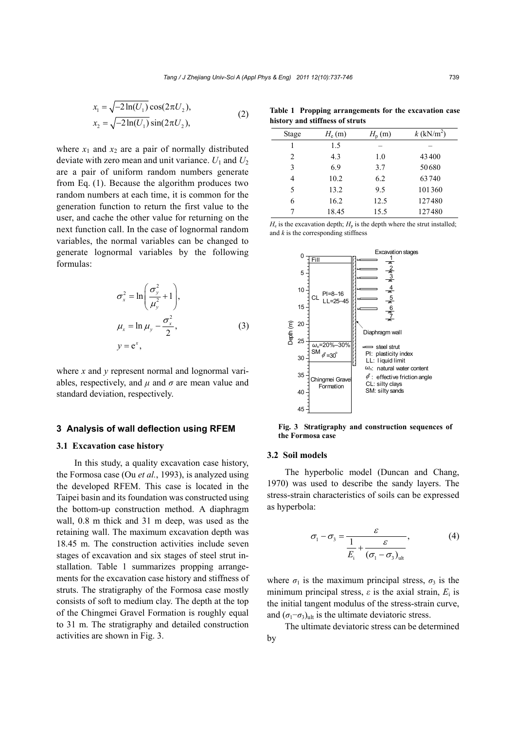$$x_1 = \sqrt{-2\ln(U_1)}\cos(2\pi U_2),$$
$$x_2 = \sqrt{-2\ln(U_1)}\sin(2\pi U_2), \tag{2}$$

where $x_1$ and $x_2$ are a pair of normally distributed deviate with zero mean and unit variance. $U_1$ and $U_2$ are a pair of uniform random numbers generate from Eq. (1). Because the algorithm produces two random numbers at each time, it is common for the generation function to return the first value to the user, and cache the other value for returning on the next function call. In the case of lognormal random variables, the normal variables can be changed to generate lognormal variables by the following formulas:

$$\sigma_x^2 = \ln\left(\frac{\sigma_y^2}{\mu_y^2}+1\right),$$
$$\mu_x = \ln\mu_y - \frac{\sigma_x^2}{2}, \tag{3}$$
$$y = e^x,$$

where $x$ and $y$ represent normal and lognormal variables, respectively, and $\mu$ and $\sigma$ are mean value and standard deviation, respectively.

## 3 Analysis of wall deflection using RFEM

### 3.1 Excavation case history

In this study, a quality excavation case history, the Formosa case (Ou *et al.*, 1993), is analyzed using the developed RFEM. This case is located in the Taipei basin and its foundation was constructed using the bottom-up construction method. A diaphragm wall, 0.8 m thick and 31 m deep, was used as the retaining wall. The maximum excavation depth was 18.45 m. The construction activities include seven stages of excavation and six stages of steel strut installation. Table 1 summarizes propping arrangements for the excavation case history and stiffness of struts. The stratigraphy of the Formosa case mostly consists of soft to medium clay. The depth at the top of the Chingmei Gravel Formation is roughly equal to 31 m. The stratigraphy and detailed construction activities are shown in Fig. 3.

**Table 1 Propping arrangements for the excavation case history and stiffness of struts**

| Stage | $H_e$ (m) | $H_p$ (m) | $k$ (kN/m$^2$) |
|---|---|---|---|
| 1 | 1.5 | – | – |
| 2 | 4.3 | 1.0 | 43400 |
| 3 | 6.9 | 3.7 | 50680 |
| 4 | 10.2 | 6.2 | 63740 |
| 5 | 13.2 | 9.5 | 101360 |
| 6 | 16.2 | 12.5 | 127480 |
| 7 | 18.45 | 15.5 | 127480 |

$H_e$ is the excavation depth; $H_p$ is the depth where the strut installed; and $k$ is the corresponding stiffness

**Fig. 3 Stratigraphy and construction sequences of the Formosa case**

### 3.2 Soil models

The hyperbolic model (Duncan and Chang, 1970) was used to describe the sandy layers. The stress-strain characteristics of soils can be expressed as hyperbola:

$$\sigma_1 - \sigma_3 = \frac{\varepsilon}{\dfrac{1}{E_i} + \dfrac{\varepsilon}{(\sigma_1-\sigma_3)_{ult}}}, \tag{4}$$

where $\sigma_1$ is the maximum principal stress, $\sigma_3$ is the minimum principal stress, $\varepsilon$ is the axial strain, $E_i$ is the initial tangent modulus of the stress-strain curve, and $(\sigma_1-\sigma_3)_{ult}$ is the ultimate deviatoric stress.

The ultimate deviatoric stress can be determined by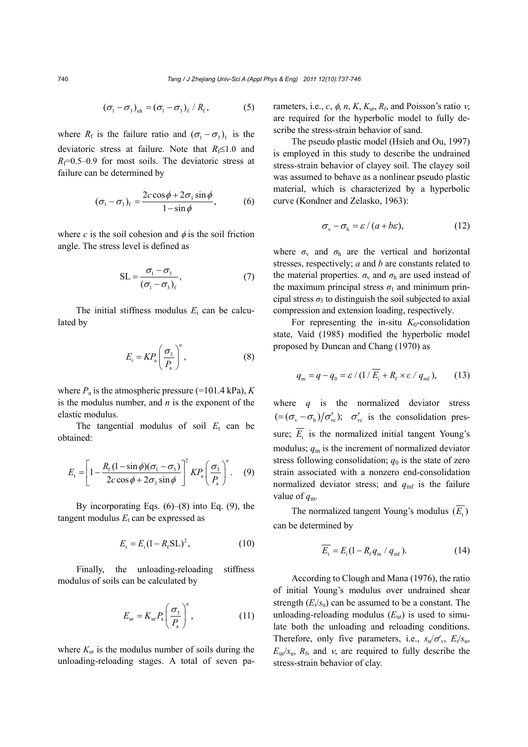$$(\sigma_1 - \sigma_3)_{\text{ult}} = (\sigma_1 - \sigma_3)_{\text{f}} / R_{\text{f}}, \tag{5}$$

where $R_f$ is the failure ratio and $(\sigma_1 - \sigma_3)_f$ is the deviatoric stress at failure. Note that $R_f \leq 1.0$ and $R_f$=0.5–0.9 for most soils. The deviatoric stress at failure can be determined by

$$(\sigma_1 - \sigma_3)_{\text{f}} = \frac{2c\cos\phi + 2\sigma_3 \sin\phi}{1 - \sin\phi}, \tag{6}$$

where $c$ is the soil cohesion and $\phi$ is the soil friction angle. The stress level is defined as

$$\text{SL} = \frac{\sigma_1 - \sigma_3}{(\sigma_1 - \sigma_3)_{\text{f}}}, \tag{7}$$

The initial stiffness modulus $E_i$ can be calculated by

$$E_{\text{i}} = KP_{\text{a}} \left( \frac{\sigma_3}{P_{\text{a}}} \right)^n, \tag{8}$$

where $P_a$ is the atmospheric pressure (=101.4 kPa), $K$ is the modulus number, and $n$ is the exponent of the elastic modulus.

The tangential modulus of soil $E_t$ can be obtained:

$$E_{\text{t}} = \left[ 1 - \frac{R_{\text{f}}(1 - \sin\phi)(\sigma_1 - \sigma_3)}{2c\cos\phi + 2\sigma_3 \sin\phi} \right]^2 KP_{\text{a}} \left( \frac{\sigma_3}{P_{\text{a}}} \right)^n. \tag{9}$$

By incorporating Eqs. (6)–(8) into Eq. (9), the tangent modulus $E_t$ can be expressed as

$$E_{\text{t}} = E_{\text{i}}(1 - R_{\text{f}}\text{SL})^2, \tag{10}$$

Finally, the unloading-reloading stiffness modulus of soils can be calculated by

$$E_{\text{ur}} = K_{\text{ur}} P_{\text{a}} \left( \frac{\sigma_3}{P_{\text{a}}} \right)^n, \tag{11}$$

where $K_{ur}$ is the modulus number of soils during the unloading-reloading stages. A total of seven parameters, i.e., $c$, $\phi$, $n$, $K$, $K_{ur}$, $R_f$, and Poisson's ratio $\nu$, are required for the hyperbolic model to fully describe the stress-strain behavior of sand.

The pseudo plastic model (Hsieh and Ou, 1997) is employed in this study to describe the undrained stress-strain behavior of clayey soil. The clayey soil was assumed to behave as a nonlinear pseudo plastic material, which is characterized by a hyperbolic curve (Kondner and Zelasko, 1963):

$$\sigma_{\text{v}} - \sigma_{\text{h}} = \varepsilon / (a + b\varepsilon), \tag{12}$$

where $\sigma_v$ and $\sigma_h$ are the vertical and horizontal stresses, respectively; $a$ and $b$ are constants related to the material properties. $\sigma_v$ and $\sigma_h$ are used instead of the maximum principal stress $\sigma_1$ and minimum principal stress $\sigma_3$ to distinguish the soil subjected to axial compression and extension loading, respectively.

For representing the in-situ $K_0$-consolidation state, Vaid (1985) modified the hyperbolic model proposed by Duncan and Chang (1970) as

$$q_{\text{m}} = q - q_0 = \varepsilon / (1 / \overline{E_{\text{i}}} + R_{\text{f}} \times \varepsilon / q_{\text{mf}}), \tag{13}$$

where $q$ is the normalized deviator stress $(= (\sigma_v - \sigma_h)/\sigma'_{vc})$; $\sigma'_{vc}$ is the consolidation pressure; $\overline{E_i}$ is the normalized initial tangent Young's modulus; $q_m$ is the increment of normalized deviator stress following consolidation; $q_0$ is the state of zero strain associated with a nonzero end-consolidation normalized deviator stress; and $q_{mf}$ is the failure value of $q_m$.

The normalized tangent Young's modulus $(\overline{E_t})$ can be determined by

$$\overline{E_{\text{t}}} = E_{\text{i}}(1 - R_{\text{f}} q_{\text{m}} / q_{\text{mf}}). \tag{14}$$

According to Clough and Mana (1976), the ratio of initial Young's modulus over undrained shear strength ($E_i/s_u$) can be assumed to be a constant. The unloading-reloading modulus ($E_{ur}$) is used to simulate both the unloading and reloading conditions. Therefore, only five parameters, i.e., $s_u/\sigma'_v$, $E_i/s_u$, $E_{ur}/s_u$, $R_f$, and $\nu$, are required to fully describe the stress-strain behavior of clay.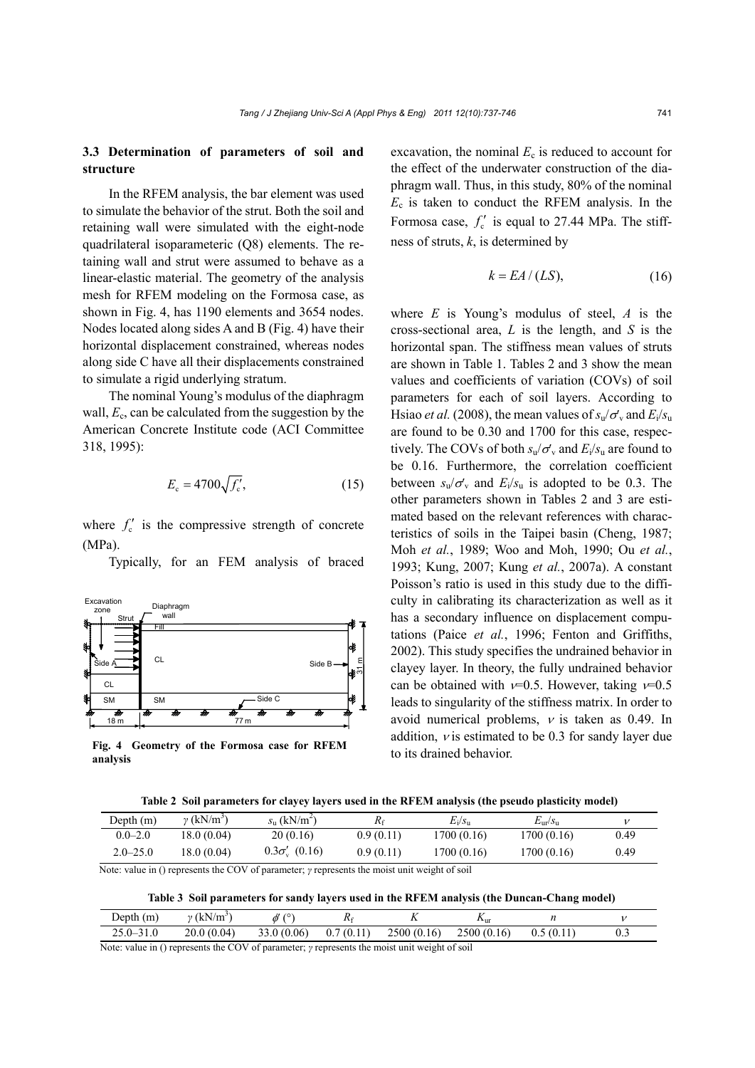### 3.3 Determination of parameters of soil and structure

In the RFEM analysis, the bar element was used to simulate the behavior of the strut. Both the soil and retaining wall were simulated with the eight-node quadrilateral isoparametric (Q8) elements. The retaining wall and strut were assumed to behave as a linear-elastic material. The geometry of the analysis mesh for RFEM modeling on the Formosa case, as shown in Fig. 4, has 1190 elements and 3654 nodes. Nodes located along sides A and B (Fig. 4) have their horizontal displacement constrained, whereas nodes along side C have all their displacements constrained to simulate a rigid underlying stratum.

The nominal Young's modulus of the diaphragm wall, $E_c$, can be calculated from the suggestion by the American Concrete Institute code (ACI Committee 318, 1995):

$$E_c = 4700\sqrt{f_c'}, \tag{15}$$

where $f_c'$ is the compressive strength of concrete (MPa).

Typically, for an FEM analysis of braced excavation, the nominal $E_c$ is reduced to account for the effect of the underwater construction of the diaphragm wall. Thus, in this study, 80% of the nominal $E_c$ is taken to conduct the RFEM analysis. In the Formosa case, $f_c'$ is equal to 27.44 MPa. The stiffness of struts, $k$, is determined by

$$k = EA/(LS), \tag{16}$$

where $E$ is Young's modulus of steel, $A$ is the cross-sectional area, $L$ is the length, and $S$ is the horizontal span. The stiffness mean values of struts are shown in Table 1. Tables 2 and 3 show the mean values and coefficients of variation (COVs) of soil parameters for each of soil layers. According to Hsiao *et al.* (2008), the mean values of $s_u/\sigma'_v$ and $E_i/s_u$ are found to be 0.30 and 1700 for this case, respectively. The COVs of both $s_u/\sigma'_v$ and $E_i/s_u$ are found to be 0.16. Furthermore, the correlation coefficient between $s_u/\sigma'_v$ and $E_i/s_u$ is adopted to be 0.3. The other parameters shown in Tables 2 and 3 are estimated based on the relevant references with characteristics of soils in the Taipei basin (Cheng, 1987; Moh *et al.*, 1989; Woo and Moh, 1990; Ou *et al.*, 1993; Kung, 2007; Kung *et al.*, 2007a). A constant Poisson's ratio is used in this study due to the difficulty in calibrating its characterization as well as it has a secondary influence on displacement computations (Paice *et al.*, 1996; Fenton and Griffiths, 2002). This study specifies the undrained behavior in clayey layer. In theory, the fully undrained behavior can be obtained with $\nu$=0.5. However, taking $\nu$=0.5 leads to singularity of the stiffness matrix. In order to avoid numerical problems, $\nu$ is taken as 0.49. In addition, $\nu$ is estimated to be 0.3 for sandy layer due to its drained behavior.

**Fig. 4 Geometry of the Formosa case for RFEM analysis**

**Table 2 Soil parameters for clayey layers used in the RFEM analysis (the pseudo plasticity model)**

| Depth (m) | $\gamma$ (kN/m$^3$) | $s_u$ (kN/m$^2$) | $R_f$ | $E_i/s_u$ | $E_{ur}/s_u$ | $\nu$ |
|---|---|---|---|---|---|---|
| 0.0–2.0 | 18.0 (0.04) | 20 (0.16) | 0.9 (0.11) | 1700 (0.16) | 1700 (0.16) | 0.49 |
| 2.0–25.0 | 18.0 (0.04) | $0.3\sigma'_v$ (0.16) | 0.9 (0.11) | 1700 (0.16) | 1700 (0.16) | 0.49 |

Note: value in () represents the COV of parameter; $\gamma$ represents the moist unit weight of soil

**Table 3 Soil parameters for sandy layers used in the RFEM analysis (the Duncan-Chang model)**

| Depth (m) | $\gamma$ (kN/m$^3$) | $\phi'$ (°) | $R_f$ | $K$ | $K_{ur}$ | $n$ | $\nu$ |
|---|---|---|---|---|---|---|---|
| 25.0–31.0 | 20.0 (0.04) | 33.0 (0.06) | 0.7 (0.11) | 2500 (0.16) | 2500 (0.16) | 0.5 (0.11) | 0.3 |

Note: value in () represents the COV of parameter; $\gamma$ represents the moist unit weight of soil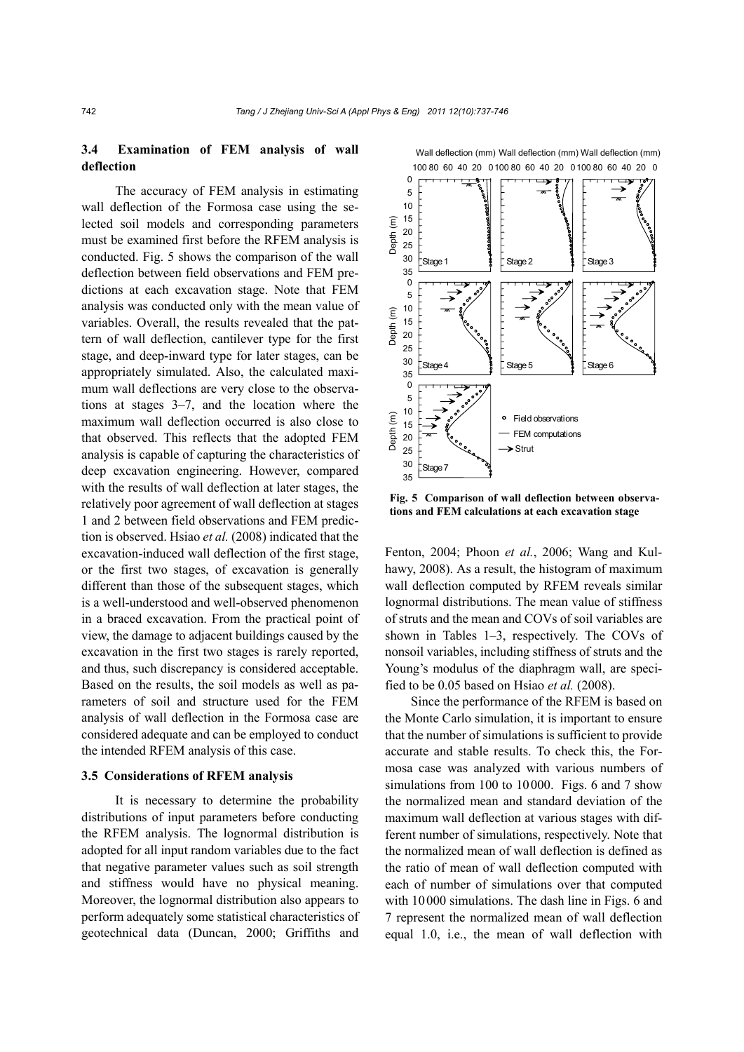### 3.4 Examination of FEM analysis of wall deflection

The accuracy of FEM analysis in estimating wall deflection of the Formosa case using the selected soil models and corresponding parameters must be examined first before the RFEM analysis is conducted. Fig. 5 shows the comparison of the wall deflection between field observations and FEM predictions at each excavation stage. Note that FEM analysis was conducted only with the mean value of variables. Overall, the results revealed that the pattern of wall deflection, cantilever type for the first stage, and deep-inward type for later stages, can be appropriately simulated. Also, the calculated maximum wall deflections are very close to the observations at stages 3–7, and the location where the maximum wall deflection occurred is also close to that observed. This reflects that the adopted FEM analysis is capable of capturing the characteristics of deep excavation engineering. However, compared with the results of wall deflection at later stages, the relatively poor agreement of wall deflection at stages 1 and 2 between field observations and FEM prediction is observed. Hsiao *et al.* (2008) indicated that the excavation-induced wall deflection of the first stage, or the first two stages, of excavation is generally different than those of the subsequent stages, which is a well-understood and well-observed phenomenon in a braced excavation. From the practical point of view, the damage to adjacent buildings caused by the excavation in the first two stages is rarely reported, and thus, such discrepancy is considered acceptable. Based on the results, the soil models as well as parameters of soil and structure used for the FEM analysis of wall deflection in the Formosa case are considered adequate and can be employed to conduct the intended RFEM analysis of this case.

**Fig. 5 Comparison of wall deflection between observations and FEM calculations at each excavation stage**

### 3.5 Considerations of RFEM analysis

It is necessary to determine the probability distributions of input parameters before conducting the RFEM analysis. The lognormal distribution is adopted for all input random variables due to the fact that negative parameter values such as soil strength and stiffness would have no physical meaning. Moreover, the lognormal distribution also appears to perform adequately some statistical characteristics of geotechnical data (Duncan, 2000; Griffiths and Fenton, 2004; Phoon *et al.*, 2006; Wang and Kulhawy, 2008). As a result, the histogram of maximum wall deflection computed by RFEM reveals similar lognormal distributions. The mean value of stiffness of struts and the mean and COVs of soil variables are shown in Tables 1–3, respectively. The COVs of nonsoil variables, including stiffness of struts and the Young's modulus of the diaphragm wall, are specified to be 0.05 based on Hsiao *et al.* (2008).

Since the performance of the RFEM is based on the Monte Carlo simulation, it is important to ensure that the number of simulations is sufficient to provide accurate and stable results. To check this, the Formosa case was analyzed with various numbers of simulations from 100 to 10000. Figs. 6 and 7 show the normalized mean and standard deviation of the maximum wall deflection at various stages with different number of simulations, respectively. Note that the normalized mean of wall deflection is defined as the ratio of mean of wall deflection computed with each of number of simulations over that computed with 10000 simulations. The dash line in Figs. 6 and 7 represent the normalized mean of wall deflection equal 1.0, i.e., the mean of wall deflection with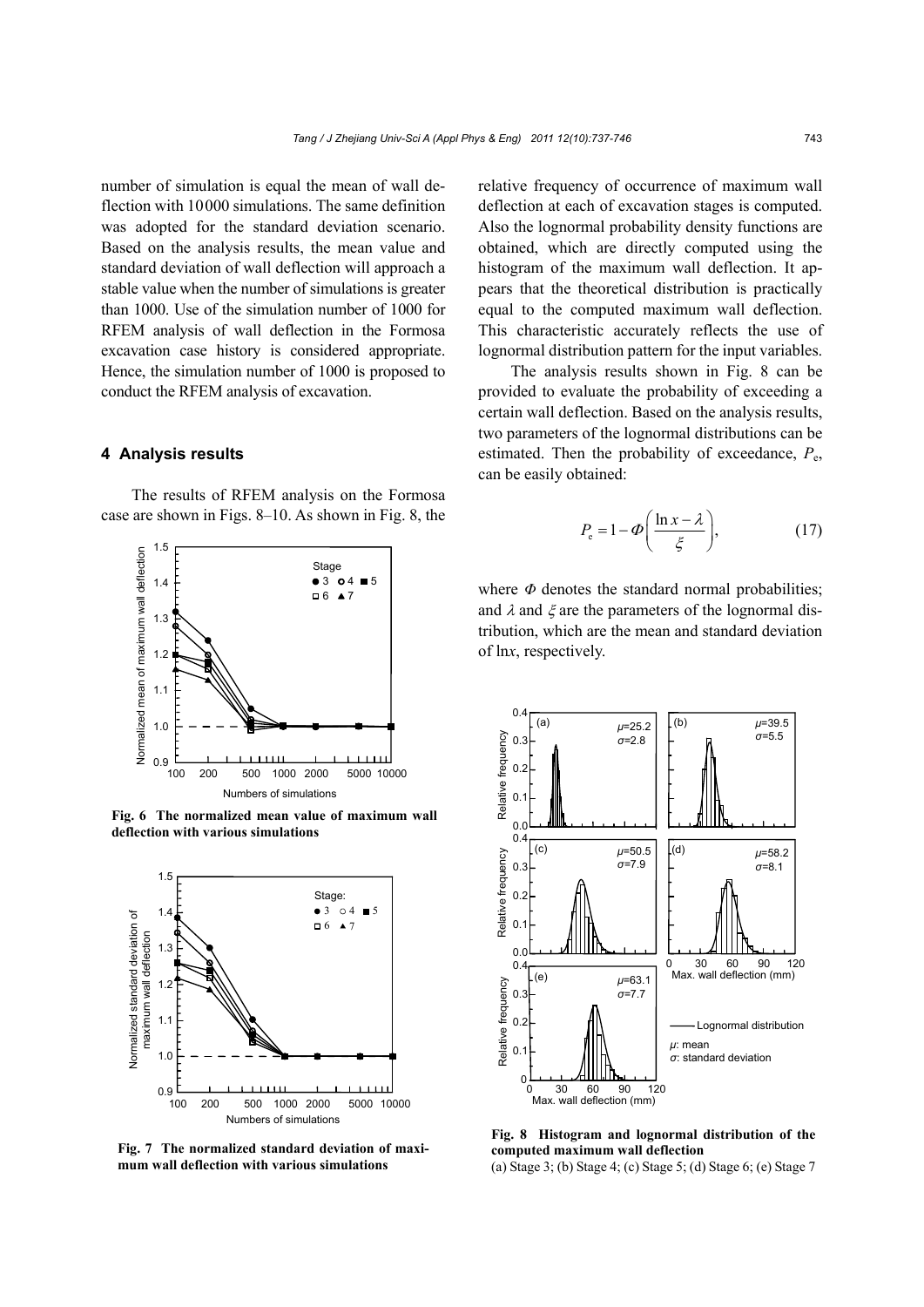number of simulation is equal the mean of wall deflection with 10000 simulations. The same definition was adopted for the standard deviation scenario. Based on the analysis results, the mean value and standard deviation of wall deflection will approach a stable value when the number of simulations is greater than 1000. Use of the simulation number of 1000 for RFEM analysis of wall deflection in the Formosa excavation case history is considered appropriate. Hence, the simulation number of 1000 is proposed to conduct the RFEM analysis of excavation.

## 4 Analysis results

The results of RFEM analysis on the Formosa case are shown in Figs. 8–10. As shown in Fig. 8, the relative frequency of occurrence of maximum wall deflection at each of excavation stages is computed. Also the lognormal probability density functions are obtained, which are directly computed using the histogram of the maximum wall deflection. It appears that the theoretical distribution is practically equal to the computed maximum wall deflection. This characteristic accurately reflects the use of lognormal distribution pattern for the input variables.

The analysis results shown in Fig. 8 can be provided to evaluate the probability of exceeding a certain wall deflection. Based on the analysis results, two parameters of the lognormal distributions can be estimated. Then the probability of exceedance, $P_e$, can be easily obtained:

$$P_e = 1 - \Phi\left(\frac{\ln x - \lambda}{\xi}\right), \tag{17}$$

where $\Phi$ denotes the standard normal probabilities; and $\lambda$ and $\xi$ are the parameters of the lognormal distribution, which are the mean and standard deviation of $\ln x$, respectively.

**Fig. 6 The normalized mean value of maximum wall deflection with various simulations**

**Fig. 7 The normalized standard deviation of maximum wall deflection with various simulations**

**Fig. 8 Histogram and lognormal distribution of the computed maximum wall deflection**
(a) Stage 3; (b) Stage 4; (c) Stage 5; (d) Stage 6; (e) Stage 7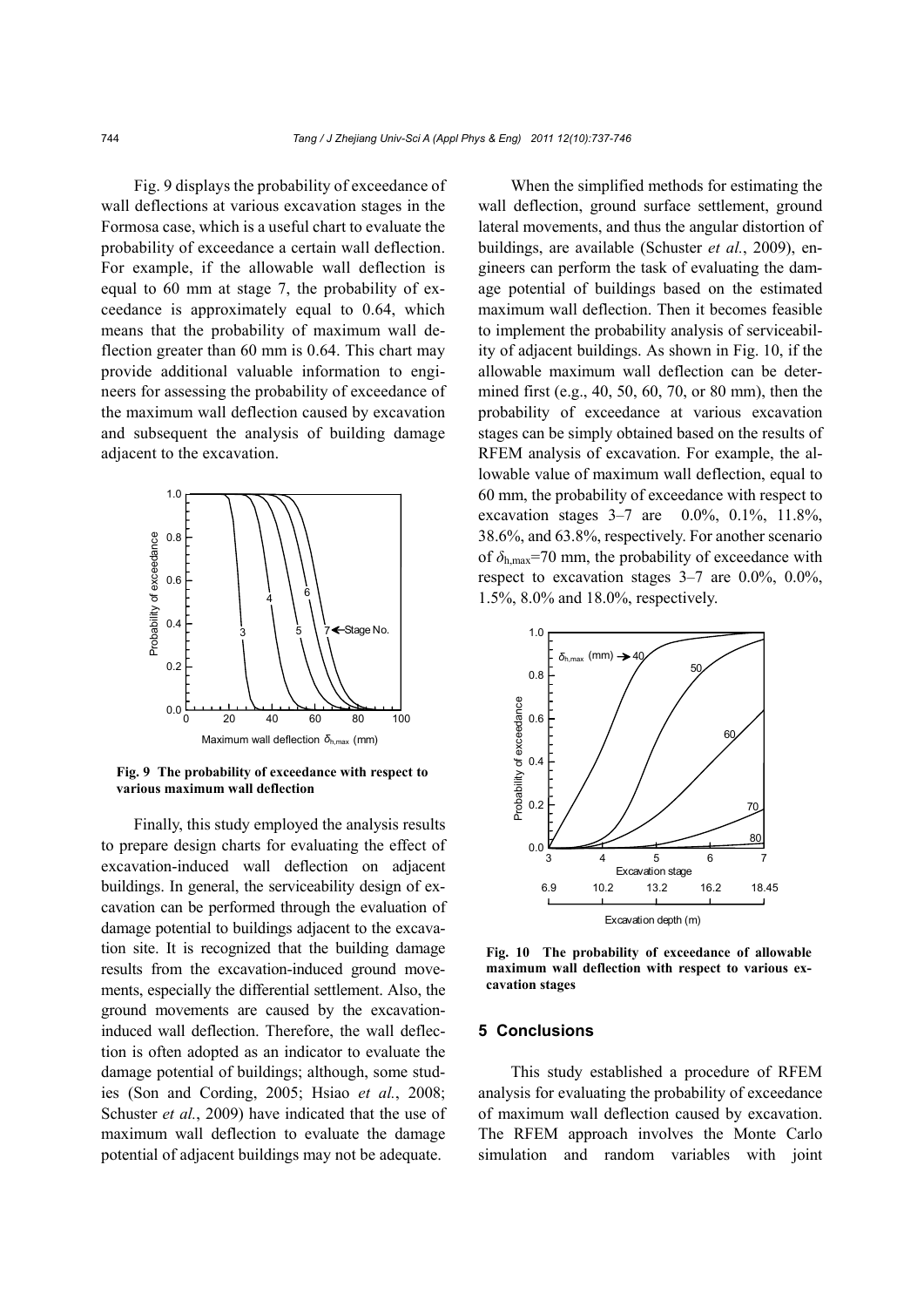Fig. 9 displays the probability of exceedance of wall deflections at various excavation stages in the Formosa case, which is a useful chart to evaluate the probability of exceedance a certain wall deflection. For example, if the allowable wall deflection is equal to 60 mm at stage 7, the probability of exceedance is approximately equal to 0.64, which means that the probability of maximum wall deflection greater than 60 mm is 0.64. This chart may provide additional valuable information to engineers for assessing the probability of exceedance of the maximum wall deflection caused by excavation and subsequent the analysis of building damage adjacent to the excavation.

**Fig. 9 The probability of exceedance with respect to various maximum wall deflection**

Finally, this study employed the analysis results to prepare design charts for evaluating the effect of excavation-induced wall deflection on adjacent buildings. In general, the serviceability design of excavation can be performed through the evaluation of damage potential to buildings adjacent to the excavation site. It is recognized that the building damage results from the excavation-induced ground movements, especially the differential settlement. Also, the ground movements are caused by the excavation-induced wall deflection. Therefore, the wall deflection is often adopted as an indicator to evaluate the damage potential of buildings; although, some studies (Son and Cording, 2005; Hsiao *et al.*, 2008; Schuster *et al.*, 2009) have indicated that the use of maximum wall deflection to evaluate the damage potential of adjacent buildings may not be adequate.

When the simplified methods for estimating the wall deflection, ground surface settlement, ground lateral movements, and thus the angular distortion of buildings, are available (Schuster *et al.*, 2009), engineers can perform the task of evaluating the damage potential of buildings based on the estimated maximum wall deflection. Then it becomes feasible to implement the probability analysis of serviceability of adjacent buildings. As shown in Fig. 10, if the allowable maximum wall deflection can be determined first (e.g., 40, 50, 60, 70, or 80 mm), then the probability of exceedance at various excavation stages can be simply obtained based on the results of RFEM analysis of excavation. For example, the allowable value of maximum wall deflection, equal to 60 mm, the probability of exceedance with respect to excavation stages 3–7 are 0.0%, 0.1%, 11.8%, 38.6%, and 63.8%, respectively. For another scenario of $\delta_{h,max}$=70 mm, the probability of exceedance with respect to excavation stages 3–7 are 0.0%, 0.0%, 1.5%, 8.0% and 18.0%, respectively.

**Fig. 10 The probability of exceedance of allowable maximum wall deflection with respect to various excavation stages**

## 5 Conclusions

This study established a procedure of RFEM analysis for evaluating the probability of exceedance of maximum wall deflection caused by excavation. The RFEM approach involves the Monte Carlo simulation and random variables with joint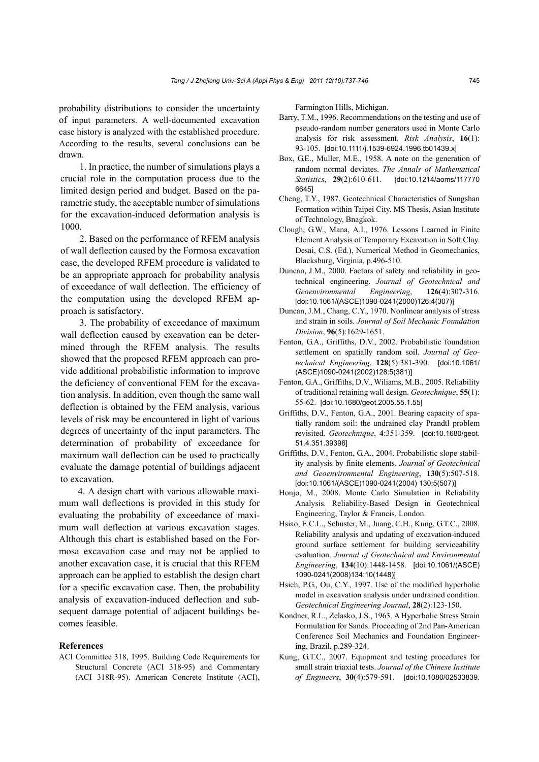probability distributions to consider the uncertainty of input parameters. A well-documented excavation case history is analyzed with the established procedure. According to the results, several conclusions can be drawn.

1. In practice, the number of simulations plays a crucial role in the computation process due to the limited design period and budget. Based on the parametric study, the acceptable number of simulations for the excavation-induced deformation analysis is 1000.

2. Based on the performance of RFEM analysis of wall deflection caused by the Formosa excavation case, the developed RFEM procedure is validated to be an appropriate approach for probability analysis of exceedance of wall deflection. The efficiency of the computation using the developed RFEM approach is satisfactory.

3. The probability of exceedance of maximum wall deflection caused by excavation can be determined through the RFEM analysis. The results showed that the proposed RFEM approach can provide additional probabilistic information to improve the deficiency of conventional FEM for the excavation analysis. In addition, even though the same wall deflection is obtained by the FEM analysis, various levels of risk may be encountered in light of various degrees of uncertainty of the input parameters. The determination of probability of exceedance for maximum wall deflection can be used to practically evaluate the damage potential of buildings adjacent to excavation.

4. A design chart with various allowable maximum wall deflections is provided in this study for evaluating the probability of exceedance of maximum wall deflection at various excavation stages. Although this chart is established based on the Formosa excavation case and may not be applied to another excavation case, it is crucial that this RFEM approach can be applied to establish the design chart for a specific excavation case. Then, the probability analysis of excavation-induced deflection and subsequent damage potential of adjacent buildings becomes feasible.

## References

ACI Committee 318, 1995. Building Code Requirements for Structural Concrete (ACI 318-95) and Commentary (ACI 318R-95). American Concrete Institute (ACI), Farmington Hills, Michigan.

Barry, T.M., 1996. Recommendations on the testing and use of pseudo-random number generators used in Monte Carlo analysis for risk assessment. *Risk Analysis*, **16**(1): 93-105. [doi:10.1111/j.1539-6924.1996.tb01439.x]

Box, G.E., Muller, M.E., 1958. A note on the generation of random normal deviates. *The Annals of Mathematical Statistics*, **29**(2):610-611. [doi:10.1214/aoms/1177706645]

Cheng, T.Y., 1987. Geotechnical Characteristics of Sungshan Formation within Taipei City. MS Thesis, Asian Institute of Technology, Bnagkok.

Clough, G.W., Mana, A.I., 1976. Lessons Learned in Finite Element Analysis of Temporary Excavation in Soft Clay. Desai, C.S. (Ed.), Numerical Method in Geomechanics, Blacksburg, Virginia, p.496-510.

Duncan, J.M., 2000. Factors of safety and reliability in geotechnical engineering. *Journal of Geotechnical and Geoenvironmental Engineering*, **126**(4):307-316. [doi:10.1061/(ASCE)1090-0241(2000)126:4(307)]

Duncan, J.M., Chang, C.Y., 1970. Nonlinear analysis of stress and strain in soils. *Journal of Soil Mechanic Foundation Division*, **96**(5):1629-1651.

Fenton, G.A., Griffiths, D.V., 2002. Probabilistic foundation settlement on spatially random soil. *Journal of Geotechnical Engineering*, **128**(5):381-390. [doi:10.1061/(ASCE)1090-0241(2002)128:5(381)]

Fenton, G.A., Griffiths, D.V., Wiliams, M.B., 2005. Reliability of traditional retaining wall design. *Geotechnique*, **55**(1): 55-62. [doi:10.1680/geot.2005.55.1.55]

Griffiths, D.V., Fenton, G.A., 2001. Bearing capacity of spatially random soil: the undrained clay Prandtl problem revisited. *Geotechnique*, **4**:351-359. [doi:10.1680/geot.51.4.351.39396]

Griffiths, D.V., Fenton, G.A., 2004. Probabilistic slope stability analysis by finite elements. *Journal of Geotechnical and Geoenvironmental Engineering*, **130**(5):507-518. [doi:10.1061/(ASCE)1090-0241(2004) 130:5(507)]

Honjo, M., 2008. Monte Carlo Simulation in Reliability Analysis. Reliability-Based Design in Geotechnical Engineering, Taylor & Francis, London.

Hsiao, E.C.L., Schuster, M., Juang, C.H., Kung, G.T.C., 2008. Reliability analysis and updating of excavation-induced ground surface settlement for building serviceability evaluation. *Journal of Geotechnical and Environmental Engineering*, **134**(10):1448-1458. [doi:10.1061/(ASCE)1090-0241(2008)134:10(1448)]

Hsieh, P.G., Ou, C.Y., 1997. Use of the modified hyperbolic model in excavation analysis under undrained condition. *Geotechnical Engineering Journal*, **28**(2):123-150.

Kondner, R.L., Zelasko, J.S., 1963. A Hyperbolic Stress Strain Formulation for Sands. Proceeding of 2nd Pan-American Conference Soil Mechanics and Foundation Engineering, Brazil, p.289-324.

Kung, G.T.C., 2007. Equipment and testing procedures for small strain triaxial tests. *Journal of the Chinese Institute of Engineers*, **30**(4):579-591. [doi:10.1080/02533839.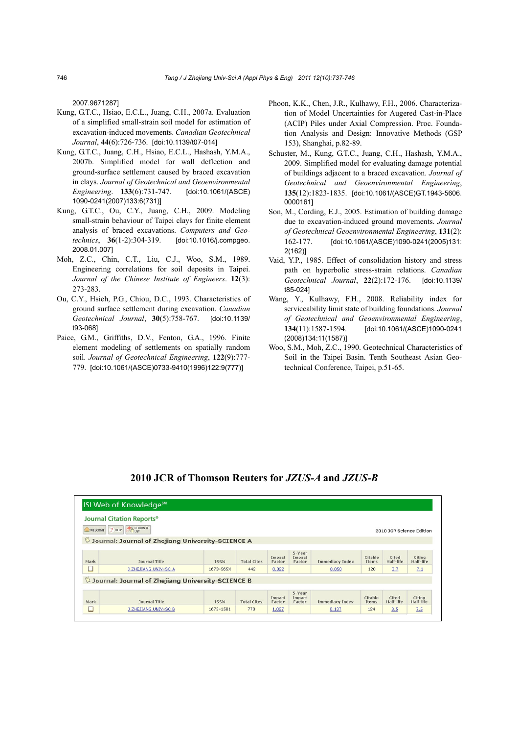2007.9671287]

Kung, G.T.C., Hsiao, E.C.L., Juang, C.H., 2007a. Evaluation of a simplified small-strain soil model for estimation of excavation-induced movements. *Canadian Geotechnical Journal*, **44**(6):726-736. [doi:10.1139/t07-014]

Kung, G.T.C., Juang, C.H., Hsiao, E.C.L., Hashash, Y.M.A., 2007b. Simplified model for wall deflection and ground-surface settlement caused by braced excavation in clays. *Journal of Geotechnical and Geoenvironmental Engineering*. **133**(6):731-747. [doi:10.1061/(ASCE)1090-0241(2007)133:6(731)]

Kung, G.T.C., Ou, C.Y., Juang, C.H., 2009. Modeling small-strain behaviour of Taipei clays for finite element analysis of braced excavations. *Computers and Geotechnics*, **36**(1-2):304-319. [doi:10.1016/j.compgeo.2008.01.007]

Moh, Z.C., Chin, C.T., Liu, C.J., Woo, S.M., 1989. Engineering correlations for soil deposits in Taipei. *Journal of the Chinese Institute of Engineers*. **12**(3):273-283.

Ou, C.Y., Hsieh, P.G., Chiou, D.C., 1993. Characteristics of ground surface settlement during excavation. *Canadian Geotechnical Journal*, **30**(5):758-767. [doi:10.1139/t93-068]

Paice, G.M., Griffiths, D.V., Fenton, G.A., 1996. Finite element modeling of settlements on spatially random soil. *Journal of Geotechnical Engineering*, **122**(9):777-779. [doi:10.1061/(ASCE)0733-9410(1996)122:9(777)]

Phoon, K.K., Chen, J.R., Kulhawy, F.H., 2006. Characterization of Model Uncertainties for Augered Cast-in-Place (ACIP) Piles under Axial Compression. Proc. Foundation Analysis and Design: Innovative Methods (GSP 153), Shanghai, p.82-89.

Schuster, M., Kung, G.T.C., Juang, C.H., Hashash, Y.M.A., 2009. Simplified model for evaluating damage potential of buildings adjacent to a braced excavation. *Journal of Geotechnical and Geoenvironmental Engineering*, **135**(12):1823-1835. [doi:10.1061/(ASCE)GT.1943-5606.0000161]

Son, M., Cording, E.J., 2005. Estimation of building damage due to excavation-induced ground movements. *Journal of Geotechnical Geoenvironmental Engineering*, **131**(2):162-177. [doi:10.1061/(ASCE)1090-0241(2005)131:2(162)]

Vaid, Y.P., 1985. Effect of consolidation history and stress path on hyperbolic stress-strain relations. *Canadian Geotechnical Journal*, **22**(2):172-176. [doi:10.1139/t85-024]

Wang, Y., Kulhawy, F.H., 2008. Reliability index for serviceability limit state of building foundations. *Journal of Geotechnical and Geoenvironmental Engineering*, **134**(11):1587-1594. [doi:10.1061/(ASCE)1090-0241(2008)134:11(1587)]

Woo, S.M., Moh, Z.C., 1990. Geotechnical Characteristics of Soil in the Taipei Basin. Tenth Southeast Asian Geotechnical Conference, Taipei, p.51-65.

## 2010 JCR of Thomson Reuters for *JZUS-A* and *JZUS-B*

ISI Web of Knowledge℠

Journal Citation Reports®

2010 JCR Science Edition

Journal: Journal of Zhejiang University-SCIENCE A

| Mark | Journal Title | ISSN | Total Cites | Impact Factor | 5-Year Impact Factor | Immediacy Index | Citable Items | Cited Half-life | Citing Half-life |
|---|---|---|---|---|---|---|---|---|---|
| ☐ | J ZHEJIANG UNIV-SC A | 1673-565X | 442 | 0.322 | | 0.050 | 120 | 3.7 | 7.1 |

Journal: Journal of Zhejiang University-SCIENCE B

| Mark | Journal Title | ISSN | Total Cites | Impact Factor | 5-Year Impact Factor | Immediacy Index | Citable Items | Cited Half-life | Citing Half-life |
|---|---|---|---|---|---|---|---|---|---|
| ☐ | J ZHEJIANG UNIV-SC B | 1673-1581 | 770 | 1.027 | | 0.137 | 124 | 3.5 | 7.5 |